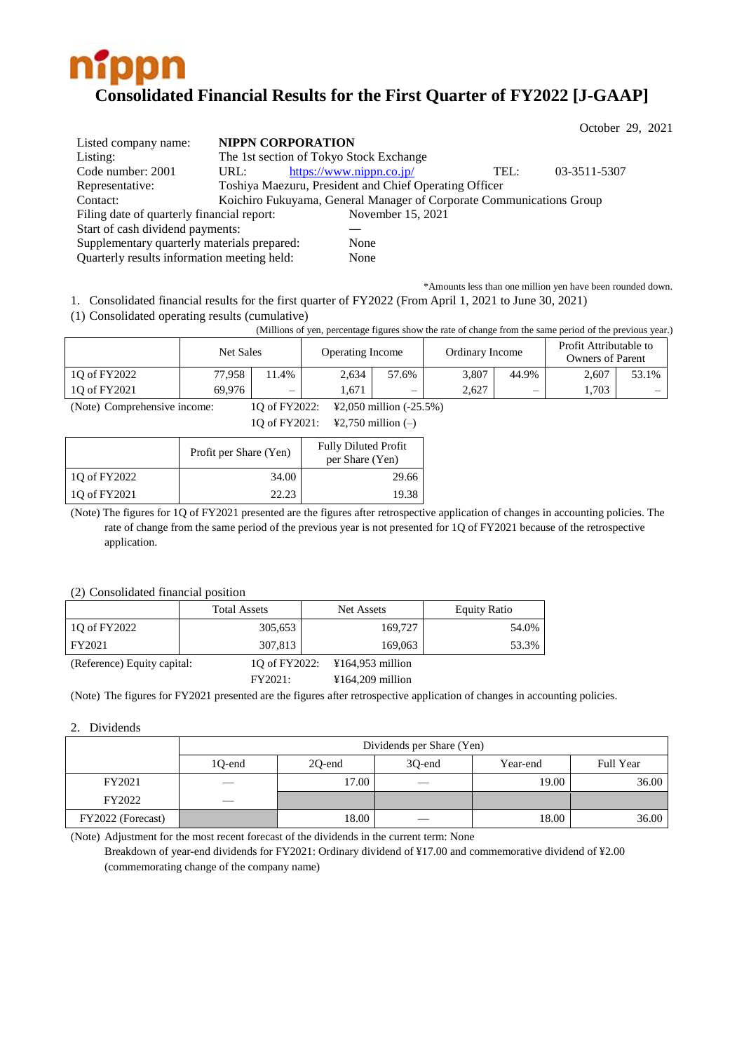nippn

# Consolidated Financial Results for the First Quarter of FY2022 [J-GAAP]

October 29, 2021

| | | | |
|---|---|---|---|
| Listed company name: | **NIPPN CORPORATION** | | |
| Listing: | The 1st section of Tokyo Stock Exchange | | |
| Code number: 2001 | URL: https://www.nippn.co.jp/ | TEL: | 03-3511-5307 |
| Representative: | Toshiya Maezuru, President and Chief Operating Officer | | |
| Contact: | Koichiro Fukuyama, General Manager of Corporate Communications Group | | |
| Filing date of quarterly financial report: | November 15, 2021 | | |
| Start of cash dividend payments: | — | | |
| Supplementary quarterly materials prepared: | None | | |
| Quarterly results information meeting held: | None | | |

*Amounts less than one million yen have been rounded down.

1. Consolidated financial results for the first quarter of FY2022 (From April 1, 2021 to June 30, 2021)

(1) Consolidated operating results (cumulative)

(Millions of yen, percentage figures show the rate of change from the same period of the previous year.)

| | Net Sales | | Operating Income | | Ordinary Income | | Profit Attributable to Owners of Parent | |
|---|---|---|---|---|---|---|---|---|
| 1Q of FY2022 | 77,958 | 11.4% | 2,634 | 57.6% | 3,807 | 44.9% | 2,607 | 53.1% |
| 1Q of FY2021 | 69,976 | – | 1,671 | – | 2,627 | – | 1,703 | – |

(Note) Comprehensive income: 1Q of FY2022: ¥2,050 million (-25.5%)
1Q of FY2021: ¥2,750 million (–)

| | Profit per Share (Yen) | Fully Diluted Profit per Share (Yen) |
|---|---|---|
| 1Q of FY2022 | 34.00 | 29.66 |
| 1Q of FY2021 | 22.23 | 19.38 |

(Note) The figures for 1Q of FY2021 presented are the figures after retrospective application of changes in accounting policies. The rate of change from the same period of the previous year is not presented for 1Q of FY2021 because of the retrospective application.

(2) Consolidated financial position

| | Total Assets | Net Assets | Equity Ratio |
|---|---|---|---|
| 1Q of FY2022 | 305,653 | 169,727 | 54.0% |
| FY2021 | 307,813 | 169,063 | 53.3% |

(Reference) Equity capital: 1Q of FY2022: ¥164,953 million
FY2021: ¥164,209 million

(Note) The figures for FY2021 presented are the figures after retrospective application of changes in accounting policies.

2. Dividends

| | Dividends per Share (Yen) | | | | |
|---|---|---|---|---|---|
| | 1Q-end | 2Q-end | 3Q-end | Year-end | Full Year |
| FY2021 | — | 17.00 | — | 19.00 | 36.00 |
| FY2022 | — | | | | |
| FY2022 (Forecast) | | 18.00 | — | 18.00 | 36.00 |

(Note) Adjustment for the most recent forecast of the dividends in the current term: None
Breakdown of year-end dividends for FY2021: Ordinary dividend of ¥17.00 and commemorative dividend of ¥2.00 (commemorating change of the company name)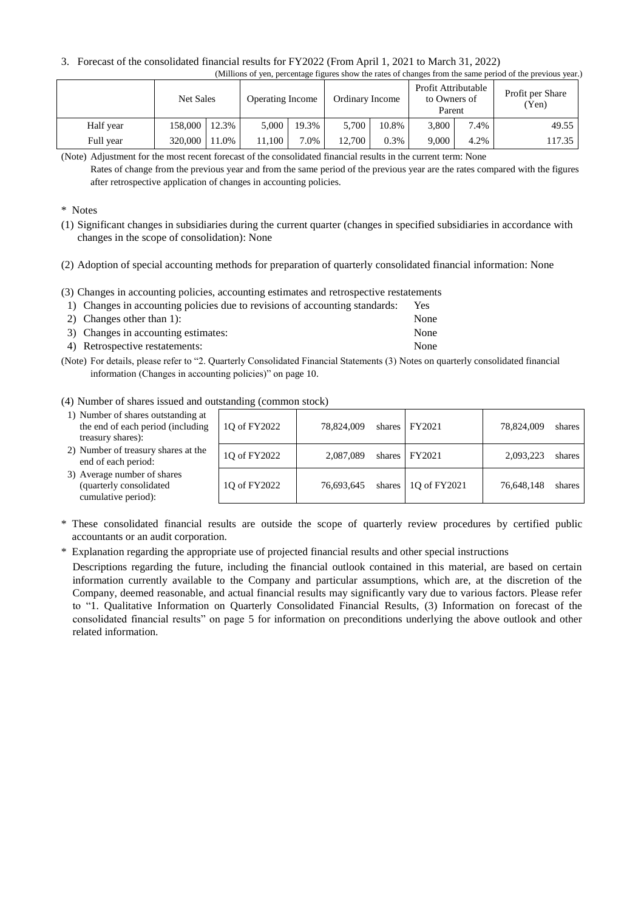3. Forecast of the consolidated financial results for FY2022 (From April 1, 2021 to March 31, 2022)

(Millions of yen, percentage figures show the rates of changes from the same period of the previous year.)

| | Net Sales | | Operating Income | | Ordinary Income | | Profit Attributable to Owners of Parent | | Profit per Share (Yen) |
|---|---|---|---|---|---|---|---|---|---|
| Half year | 158,000 | 12.3% | 5,000 | 19.3% | 5,700 | 10.8% | 3,800 | 7.4% | 49.55 |
| Full year | 320,000 | 11.0% | 11,100 | 7.0% | 12,700 | 0.3% | 9,000 | 4.2% | 117.35 |

(Note) Adjustment for the most recent forecast of the consolidated financial results in the current term: None

Rates of change from the previous year and from the same period of the previous year are the rates compared with the figures after retrospective application of changes in accounting policies.

\* Notes

(1) Significant changes in subsidiaries during the current quarter (changes in specified subsidiaries in accordance with changes in the scope of consolidation): None

(2) Adoption of special accounting methods for preparation of quarterly consolidated financial information: None

(3) Changes in accounting policies, accounting estimates and retrospective restatements

1) Changes in accounting policies due to revisions of accounting standards: Yes
2) Changes other than 1): None
3) Changes in accounting estimates: None
4) Retrospective restatements: None

(Note) For details, please refer to "2. Quarterly Consolidated Financial Statements (3) Notes on quarterly consolidated financial information (Changes in accounting policies)" on page 10.

(4) Number of shares issued and outstanding (common stock)

| | | | | |
|---|---|---|---|---|
| 1) Number of shares outstanding at the end of each period (including treasury shares): | 1Q of FY2022 | 78,824,009 shares | FY2021 | 78,824,009 shares |
| 2) Number of treasury shares at the end of each period: | 1Q of FY2022 | 2,087,089 shares | FY2021 | 2,093,223 shares |
| 3) Average number of shares (quarterly consolidated cumulative period): | 1Q of FY2022 | 76,693,645 shares | 1Q of FY2021 | 76,648,148 shares |

\* These consolidated financial results are outside the scope of quarterly review procedures by certified public accountants or an audit corporation.

\* Explanation regarding the appropriate use of projected financial results and other special instructions

Descriptions regarding the future, including the financial outlook contained in this material, are based on certain information currently available to the Company and particular assumptions, which are, at the discretion of the Company, deemed reasonable, and actual financial results may significantly vary due to various factors. Please refer to "1. Qualitative Information on Quarterly Consolidated Financial Results, (3) Information on forecast of the consolidated financial results" on page 5 for information on preconditions underlying the above outlook and other related information.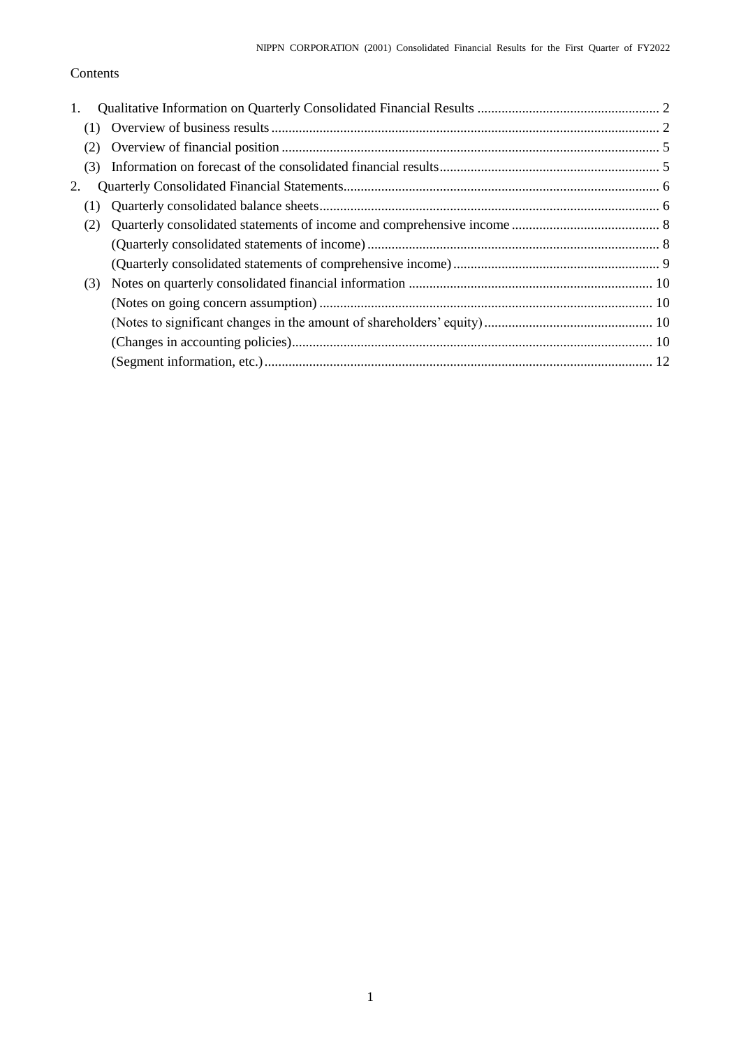Contents

1. Qualitative Information on Quarterly Consolidated Financial Results ..... 2
   (1) Overview of business results ..... 2
   (2) Overview of financial position ..... 5
   (3) Information on forecast of the consolidated financial results ..... 5
2. Quarterly Consolidated Financial Statements ..... 6
   (1) Quarterly consolidated balance sheets ..... 6
   (2) Quarterly consolidated statements of income and comprehensive income ..... 8
       (Quarterly consolidated statements of income) ..... 8
       (Quarterly consolidated statements of comprehensive income) ..... 9
   (3) Notes on quarterly consolidated financial information ..... 10
       (Notes on going concern assumption) ..... 10
       (Notes to significant changes in the amount of shareholders' equity) ..... 10
       (Changes in accounting policies) ..... 10
       (Segment information, etc.) ..... 12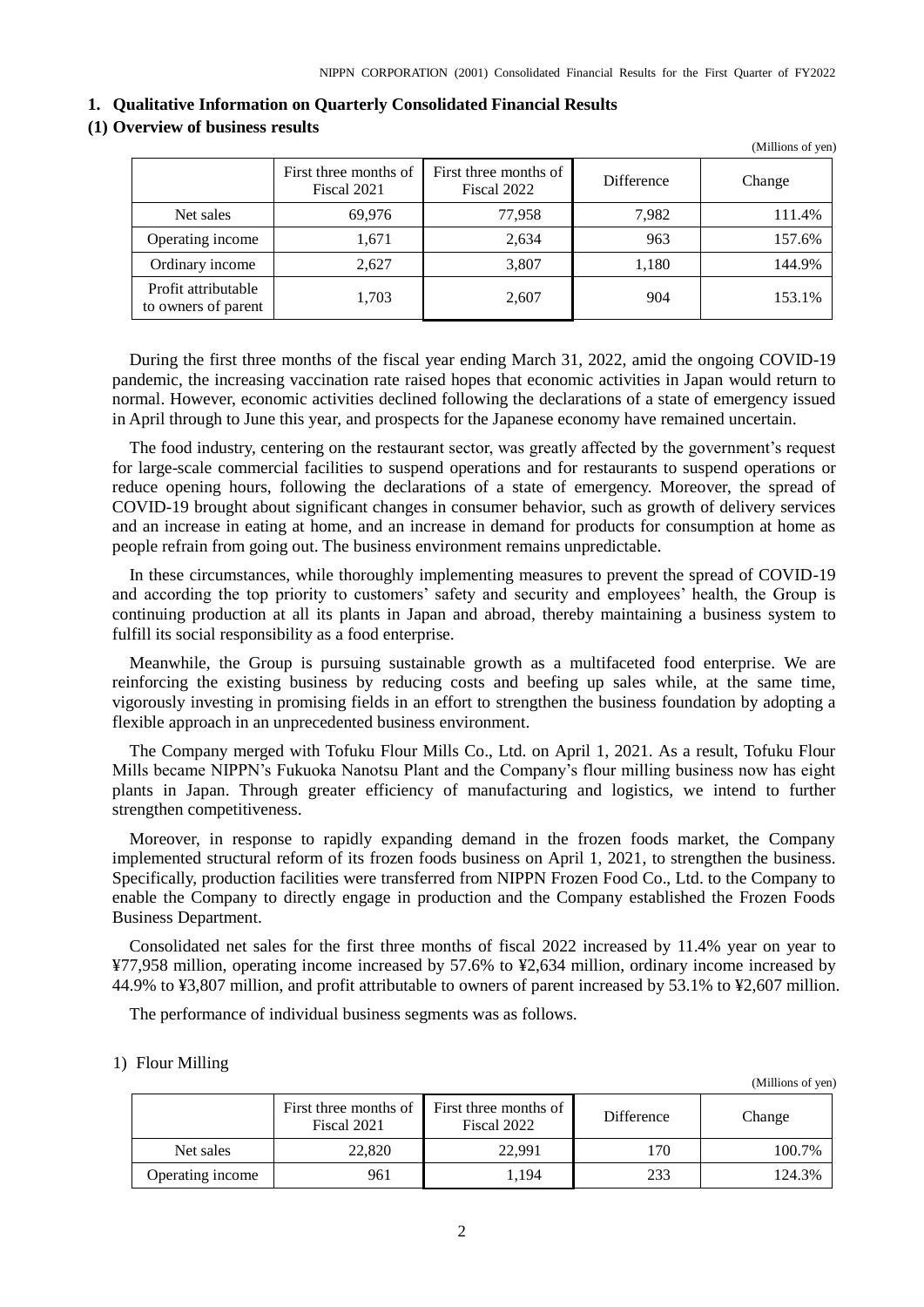## 1. Qualitative Information on Quarterly Consolidated Financial Results

### (1) Overview of business results

(Millions of yen)

| | First three months of Fiscal 2021 | First three months of Fiscal 2022 | Difference | Change |
|---|---|---|---|---|
| Net sales | 69,976 | 77,958 | 7,982 | 111.4% |
| Operating income | 1,671 | 2,634 | 963 | 157.6% |
| Ordinary income | 2,627 | 3,807 | 1,180 | 144.9% |
| Profit attributable to owners of parent | 1,703 | 2,607 | 904 | 153.1% |

During the first three months of the fiscal year ending March 31, 2022, amid the ongoing COVID-19 pandemic, the increasing vaccination rate raised hopes that economic activities in Japan would return to normal. However, economic activities declined following the declarations of a state of emergency issued in April through to June this year, and prospects for the Japanese economy have remained uncertain.

The food industry, centering on the restaurant sector, was greatly affected by the government's request for large-scale commercial facilities to suspend operations and for restaurants to suspend operations or reduce opening hours, following the declarations of a state of emergency. Moreover, the spread of COVID-19 brought about significant changes in consumer behavior, such as growth of delivery services and an increase in eating at home, and an increase in demand for products for consumption at home as people refrain from going out. The business environment remains unpredictable.

In these circumstances, while thoroughly implementing measures to prevent the spread of COVID-19 and according the top priority to customers' safety and security and employees' health, the Group is continuing production at all its plants in Japan and abroad, thereby maintaining a business system to fulfill its social responsibility as a food enterprise.

Meanwhile, the Group is pursuing sustainable growth as a multifaceted food enterprise. We are reinforcing the existing business by reducing costs and beefing up sales while, at the same time, vigorously investing in promising fields in an effort to strengthen the business foundation by adopting a flexible approach in an unprecedented business environment.

The Company merged with Tofuku Flour Mills Co., Ltd. on April 1, 2021. As a result, Tofuku Flour Mills became NIPPN's Fukuoka Nanotsu Plant and the Company's flour milling business now has eight plants in Japan. Through greater efficiency of manufacturing and logistics, we intend to further strengthen competitiveness.

Moreover, in response to rapidly expanding demand in the frozen foods market, the Company implemented structural reform of its frozen foods business on April 1, 2021, to strengthen the business. Specifically, production facilities were transferred from NIPPN Frozen Food Co., Ltd. to the Company to enable the Company to directly engage in production and the Company established the Frozen Foods Business Department.

Consolidated net sales for the first three months of fiscal 2022 increased by 11.4% year on year to ¥77,958 million, operating income increased by 57.6% to ¥2,634 million, ordinary income increased by 44.9% to ¥3,807 million, and profit attributable to owners of parent increased by 53.1% to ¥2,607 million.

The performance of individual business segments was as follows.

1) Flour Milling

(Millions of yen)

| | First three months of Fiscal 2021 | First three months of Fiscal 2022 | Difference | Change |
|---|---|---|---|---|
| Net sales | 22,820 | 22,991 | 170 | 100.7% |
| Operating income | 961 | 1,194 | 233 | 124.3% |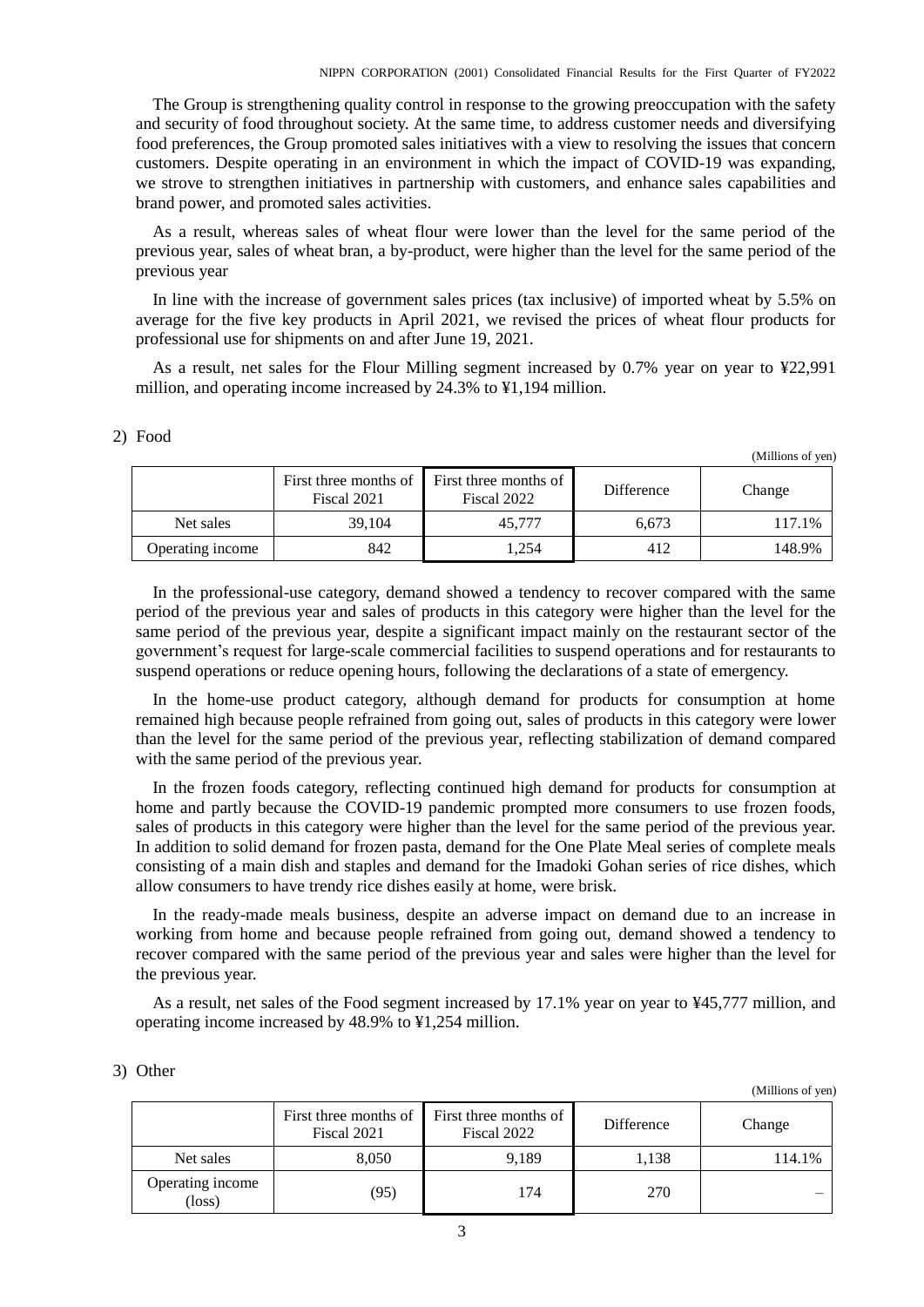The Group is strengthening quality control in response to the growing preoccupation with the safety and security of food throughout society. At the same time, to address customer needs and diversifying food preferences, the Group promoted sales initiatives with a view to resolving the issues that concern customers. Despite operating in an environment in which the impact of COVID-19 was expanding, we strove to strengthen initiatives in partnership with customers, and enhance sales capabilities and brand power, and promoted sales activities.

As a result, whereas sales of wheat flour were lower than the level for the same period of the previous year, sales of wheat bran, a by-product, were higher than the level for the same period of the previous year

In line with the increase of government sales prices (tax inclusive) of imported wheat by 5.5% on average for the five key products in April 2021, we revised the prices of wheat flour products for professional use for shipments on and after June 19, 2021.

As a result, net sales for the Flour Milling segment increased by 0.7% year on year to ¥22,991 million, and operating income increased by 24.3% to ¥1,194 million.

2) Food

(Millions of yen)

| | First three months of Fiscal 2021 | First three months of Fiscal 2022 | Difference | Change |
|---|---|---|---|---|
| Net sales | 39,104 | 45,777 | 6,673 | 117.1% |
| Operating income | 842 | 1,254 | 412 | 148.9% |

In the professional-use category, demand showed a tendency to recover compared with the same period of the previous year and sales of products in this category were higher than the level for the same period of the previous year, despite a significant impact mainly on the restaurant sector of the government's request for large-scale commercial facilities to suspend operations and for restaurants to suspend operations or reduce opening hours, following the declarations of a state of emergency.

In the home-use product category, although demand for products for consumption at home remained high because people refrained from going out, sales of products in this category were lower than the level for the same period of the previous year, reflecting stabilization of demand compared with the same period of the previous year.

In the frozen foods category, reflecting continued high demand for products for consumption at home and partly because the COVID-19 pandemic prompted more consumers to use frozen foods, sales of products in this category were higher than the level for the same period of the previous year. In addition to solid demand for frozen pasta, demand for the One Plate Meal series of complete meals consisting of a main dish and staples and demand for the Imadoki Gohan series of rice dishes, which allow consumers to have trendy rice dishes easily at home, were brisk.

In the ready-made meals business, despite an adverse impact on demand due to an increase in working from home and because people refrained from going out, demand showed a tendency to recover compared with the same period of the previous year and sales were higher than the level for the previous year.

As a result, net sales of the Food segment increased by 17.1% year on year to ¥45,777 million, and operating income increased by 48.9% to ¥1,254 million.

3) Other

(Millions of yen)

| | First three months of Fiscal 2021 | First three months of Fiscal 2022 | Difference | Change |
|---|---|---|---|---|
| Net sales | 8,050 | 9,189 | 1,138 | 114.1% |
| Operating income (loss) | (95) | 174 | 270 | – |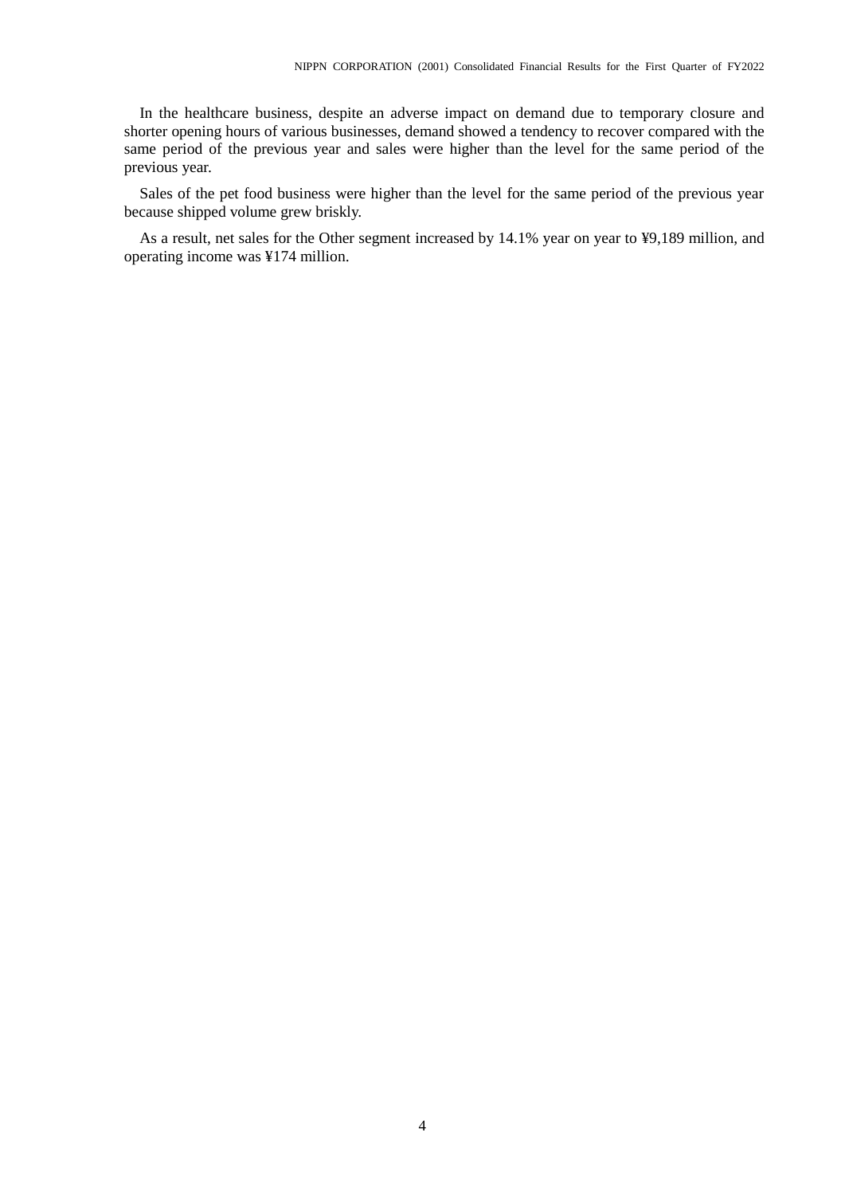In the healthcare business, despite an adverse impact on demand due to temporary closure and shorter opening hours of various businesses, demand showed a tendency to recover compared with the same period of the previous year and sales were higher than the level for the same period of the previous year.

Sales of the pet food business were higher than the level for the same period of the previous year because shipped volume grew briskly.

As a result, net sales for the Other segment increased by 14.1% year on year to ¥9,189 million, and operating income was ¥174 million.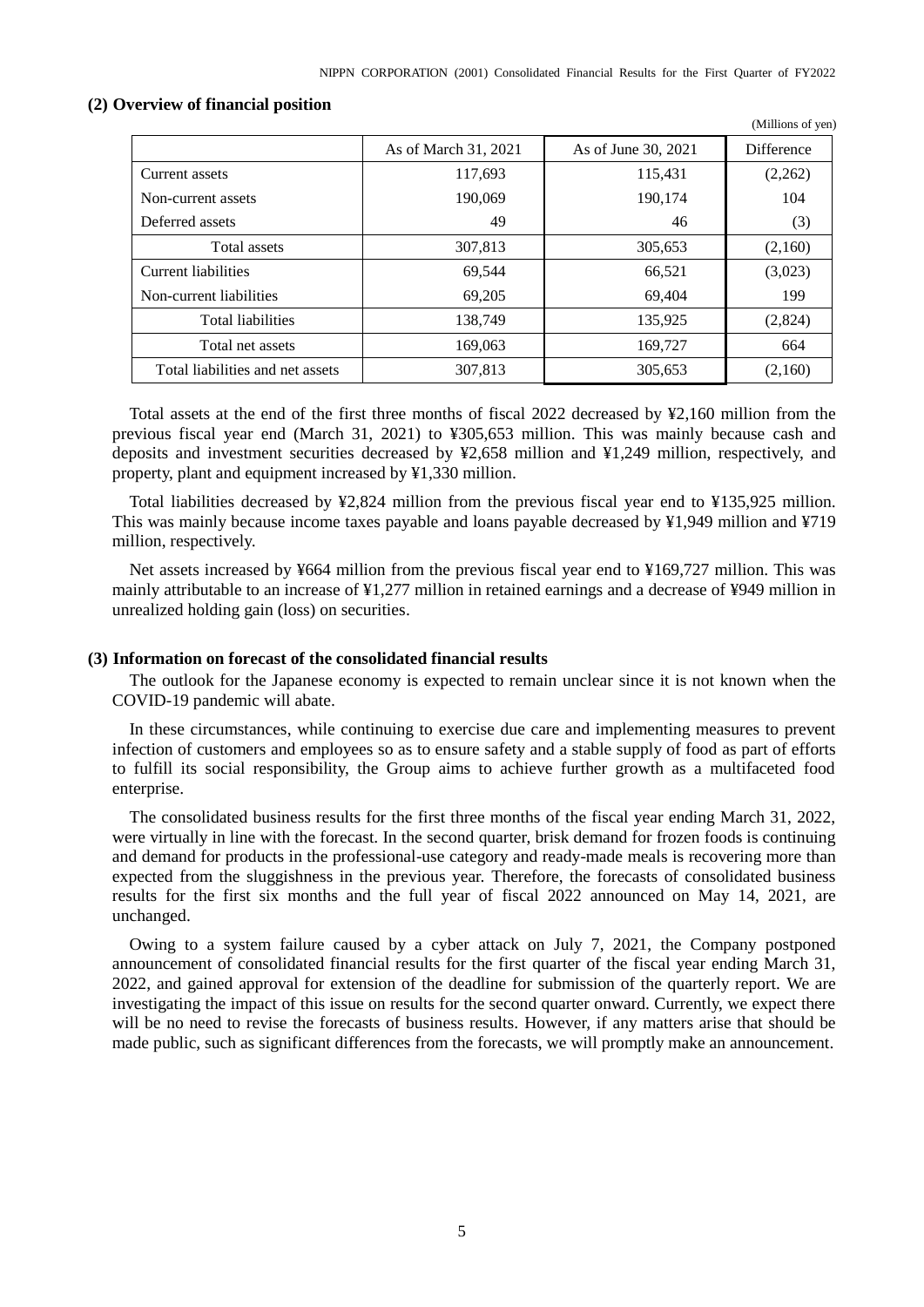### (2) Overview of financial position

(Millions of yen)

| | As of March 31, 2021 | As of June 30, 2021 | Difference |
|---|---|---|---|
| Current assets | 117,693 | 115,431 | (2,262) |
| Non-current assets | 190,069 | 190,174 | 104 |
| Deferred assets | 49 | 46 | (3) |
| Total assets | 307,813 | 305,653 | (2,160) |
| Current liabilities | 69,544 | 66,521 | (3,023) |
| Non-current liabilities | 69,205 | 69,404 | 199 |
| Total liabilities | 138,749 | 135,925 | (2,824) |
| Total net assets | 169,063 | 169,727 | 664 |
| Total liabilities and net assets | 307,813 | 305,653 | (2,160) |

Total assets at the end of the first three months of fiscal 2022 decreased by ¥2,160 million from the previous fiscal year end (March 31, 2021) to ¥305,653 million. This was mainly because cash and deposits and investment securities decreased by ¥2,658 million and ¥1,249 million, respectively, and property, plant and equipment increased by ¥1,330 million.

Total liabilities decreased by ¥2,824 million from the previous fiscal year end to ¥135,925 million. This was mainly because income taxes payable and loans payable decreased by ¥1,949 million and ¥719 million, respectively.

Net assets increased by ¥664 million from the previous fiscal year end to ¥169,727 million. This was mainly attributable to an increase of ¥1,277 million in retained earnings and a decrease of ¥949 million in unrealized holding gain (loss) on securities.

### (3) Information on forecast of the consolidated financial results

The outlook for the Japanese economy is expected to remain unclear since it is not known when the COVID-19 pandemic will abate.

In these circumstances, while continuing to exercise due care and implementing measures to prevent infection of customers and employees so as to ensure safety and a stable supply of food as part of efforts to fulfill its social responsibility, the Group aims to achieve further growth as a multifaceted food enterprise.

The consolidated business results for the first three months of the fiscal year ending March 31, 2022, were virtually in line with the forecast. In the second quarter, brisk demand for frozen foods is continuing and demand for products in the professional-use category and ready-made meals is recovering more than expected from the sluggishness in the previous year. Therefore, the forecasts of consolidated business results for the first six months and the full year of fiscal 2022 announced on May 14, 2021, are unchanged.

Owing to a system failure caused by a cyber attack on July 7, 2021, the Company postponed announcement of consolidated financial results for the first quarter of the fiscal year ending March 31, 2022, and gained approval for extension of the deadline for submission of the quarterly report. We are investigating the impact of this issue on results for the second quarter onward. Currently, we expect there will be no need to revise the forecasts of business results. However, if any matters arise that should be made public, such as significant differences from the forecasts, we will promptly make an announcement.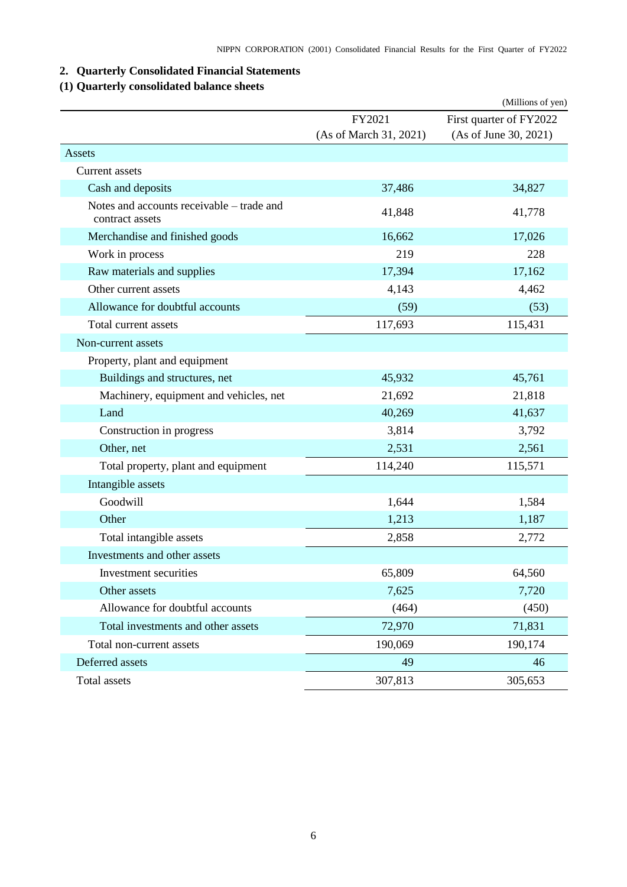## 2. Quarterly Consolidated Financial Statements

### (1) Quarterly consolidated balance sheets

(Millions of yen)

| | FY2021 (As of March 31, 2021) | First quarter of FY2022 (As of June 30, 2021) |
|---|---|---|
| Assets | | |
| Current assets | | |
| Cash and deposits | 37,486 | 34,827 |
| Notes and accounts receivable – trade and contract assets | 41,848 | 41,778 |
| Merchandise and finished goods | 16,662 | 17,026 |
| Work in process | 219 | 228 |
| Raw materials and supplies | 17,394 | 17,162 |
| Other current assets | 4,143 | 4,462 |
| Allowance for doubtful accounts | (59) | (53) |
| Total current assets | 117,693 | 115,431 |
| Non-current assets | | |
| Property, plant and equipment | | |
| Buildings and structures, net | 45,932 | 45,761 |
| Machinery, equipment and vehicles, net | 21,692 | 21,818 |
| Land | 40,269 | 41,637 |
| Construction in progress | 3,814 | 3,792 |
| Other, net | 2,531 | 2,561 |
| Total property, plant and equipment | 114,240 | 115,571 |
| Intangible assets | | |
| Goodwill | 1,644 | 1,584 |
| Other | 1,213 | 1,187 |
| Total intangible assets | 2,858 | 2,772 |
| Investments and other assets | | |
| Investment securities | 65,809 | 64,560 |
| Other assets | 7,625 | 7,720 |
| Allowance for doubtful accounts | (464) | (450) |
| Total investments and other assets | 72,970 | 71,831 |
| Total non-current assets | 190,069 | 190,174 |
| Deferred assets | 49 | 46 |
| Total assets | 307,813 | 305,653 |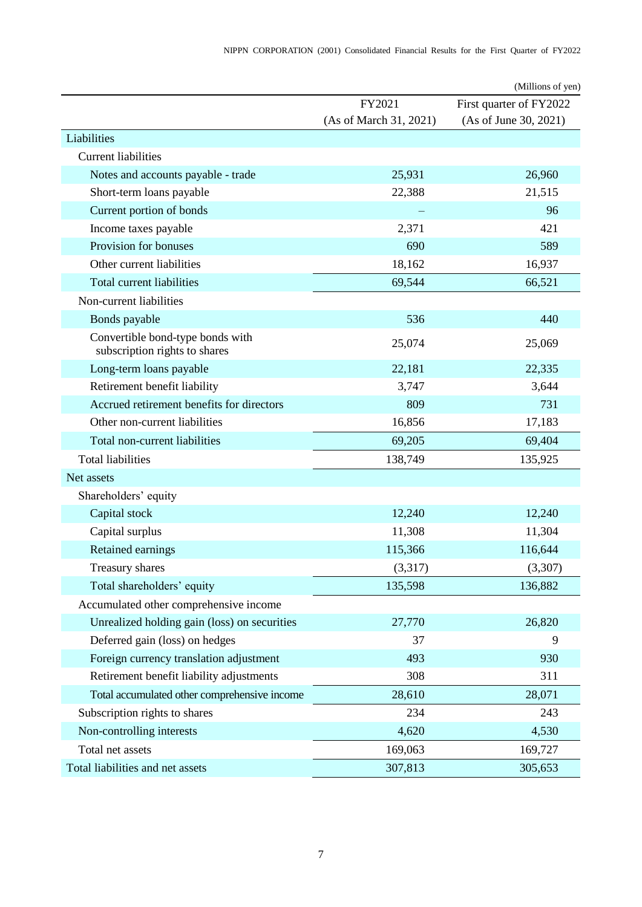(Millions of yen)

| | FY2021 (As of March 31, 2021) | First quarter of FY2022 (As of June 30, 2021) |
|---|---|---|
| Liabilities | | |
| Current liabilities | | |
| Notes and accounts payable - trade | 25,931 | 26,960 |
| Short-term loans payable | 22,388 | 21,515 |
| Current portion of bonds | – | 96 |
| Income taxes payable | 2,371 | 421 |
| Provision for bonuses | 690 | 589 |
| Other current liabilities | 18,162 | 16,937 |
| Total current liabilities | 69,544 | 66,521 |
| Non-current liabilities | | |
| Bonds payable | 536 | 440 |
| Convertible bond-type bonds with subscription rights to shares | 25,074 | 25,069 |
| Long-term loans payable | 22,181 | 22,335 |
| Retirement benefit liability | 3,747 | 3,644 |
| Accrued retirement benefits for directors | 809 | 731 |
| Other non-current liabilities | 16,856 | 17,183 |
| Total non-current liabilities | 69,205 | 69,404 |
| Total liabilities | 138,749 | 135,925 |
| Net assets | | |
| Shareholders' equity | | |
| Capital stock | 12,240 | 12,240 |
| Capital surplus | 11,308 | 11,304 |
| Retained earnings | 115,366 | 116,644 |
| Treasury shares | (3,317) | (3,307) |
| Total shareholders' equity | 135,598 | 136,882 |
| Accumulated other comprehensive income | | |
| Unrealized holding gain (loss) on securities | 27,770 | 26,820 |
| Deferred gain (loss) on hedges | 37 | 9 |
| Foreign currency translation adjustment | 493 | 930 |
| Retirement benefit liability adjustments | 308 | 311 |
| Total accumulated other comprehensive income | 28,610 | 28,071 |
| Subscription rights to shares | 234 | 243 |
| Non-controlling interests | 4,620 | 4,530 |
| Total net assets | 169,063 | 169,727 |
| Total liabilities and net assets | 307,813 | 305,653 |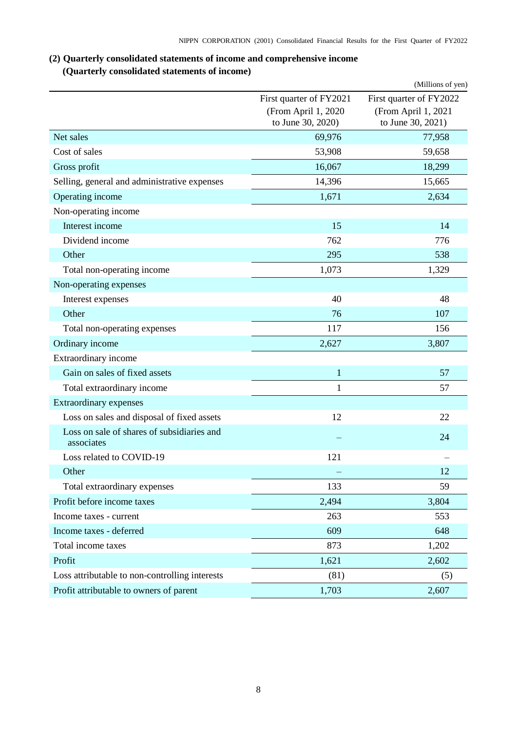### (2) Quarterly consolidated statements of income and comprehensive income
#### (Quarterly consolidated statements of income)

(Millions of yen)

| | First quarter of FY2021 (From April 1, 2020 to June 30, 2020) | First quarter of FY2022 (From April 1, 2021 to June 30, 2021) |
|---|---|---|
| Net sales | 69,976 | 77,958 |
| Cost of sales | 53,908 | 59,658 |
| Gross profit | 16,067 | 18,299 |
| Selling, general and administrative expenses | 14,396 | 15,665 |
| Operating income | 1,671 | 2,634 |
| Non-operating income | | |
| Interest income | 15 | 14 |
| Dividend income | 762 | 776 |
| Other | 295 | 538 |
| Total non-operating income | 1,073 | 1,329 |
| Non-operating expenses | | |
| Interest expenses | 40 | 48 |
| Other | 76 | 107 |
| Total non-operating expenses | 117 | 156 |
| Ordinary income | 2,627 | 3,807 |
| Extraordinary income | | |
| Gain on sales of fixed assets | 1 | 57 |
| Total extraordinary income | 1 | 57 |
| Extraordinary expenses | | |
| Loss on sales and disposal of fixed assets | 12 | 22 |
| Loss on sale of shares of subsidiaries and associates | – | 24 |
| Loss related to COVID-19 | 121 | – |
| Other | – | 12 |
| Total extraordinary expenses | 133 | 59 |
| Profit before income taxes | 2,494 | 3,804 |
| Income taxes - current | 263 | 553 |
| Income taxes - deferred | 609 | 648 |
| Total income taxes | 873 | 1,202 |
| Profit | 1,621 | 2,602 |
| Loss attributable to non-controlling interests | (81) | (5) |
| Profit attributable to owners of parent | 1,703 | 2,607 |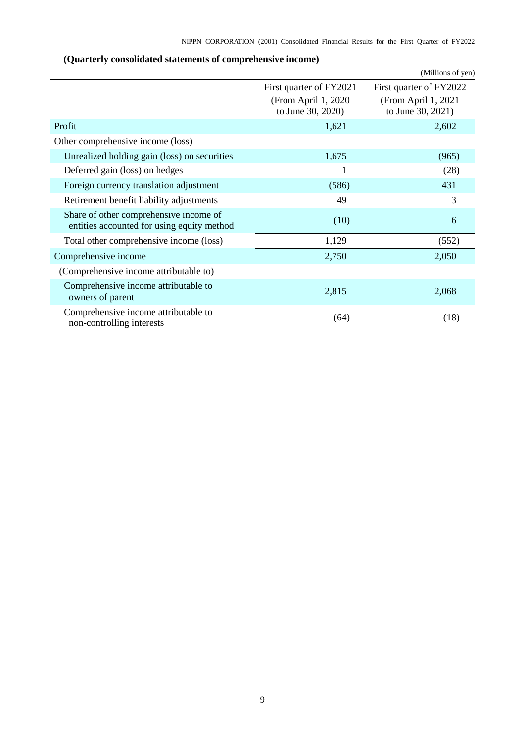### (Quarterly consolidated statements of comprehensive income)

(Millions of yen)

| | First quarter of FY2021 (From April 1, 2020 to June 30, 2020) | First quarter of FY2022 (From April 1, 2021 to June 30, 2021) |
|---|---|---|
| Profit | 1,621 | 2,602 |
| Other comprehensive income (loss) | | |
| Unrealized holding gain (loss) on securities | 1,675 | (965) |
| Deferred gain (loss) on hedges | 1 | (28) |
| Foreign currency translation adjustment | (586) | 431 |
| Retirement benefit liability adjustments | 49 | 3 |
| Share of other comprehensive income of entities accounted for using equity method | (10) | 6 |
| Total other comprehensive income (loss) | 1,129 | (552) |
| Comprehensive income | 2,750 | 2,050 |
| (Comprehensive income attributable to) | | |
| Comprehensive income attributable to owners of parent | 2,815 | 2,068 |
| Comprehensive income attributable to non-controlling interests | (64) | (18) |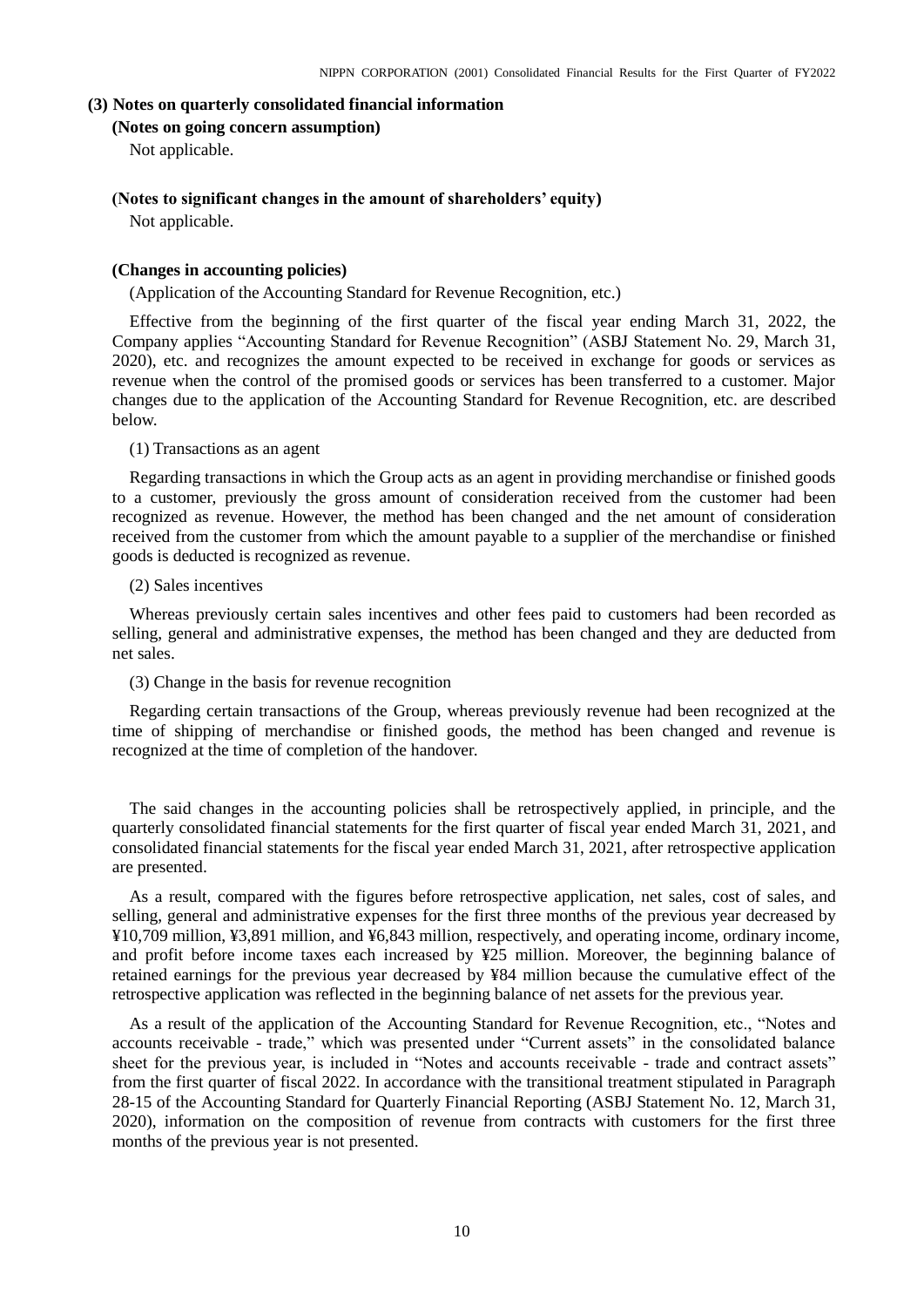### (3) Notes on quarterly consolidated financial information

**(Notes on going concern assumption)**

Not applicable.

**(Notes to significant changes in the amount of shareholders' equity)**

Not applicable.

**(Changes in accounting policies)**

(Application of the Accounting Standard for Revenue Recognition, etc.)

Effective from the beginning of the first quarter of the fiscal year ending March 31, 2022, the Company applies "Accounting Standard for Revenue Recognition" (ASBJ Statement No. 29, March 31, 2020), etc. and recognizes the amount expected to be received in exchange for goods or services as revenue when the control of the promised goods or services has been transferred to a customer. Major changes due to the application of the Accounting Standard for Revenue Recognition, etc. are described below.

(1) Transactions as an agent

Regarding transactions in which the Group acts as an agent in providing merchandise or finished goods to a customer, previously the gross amount of consideration received from the customer had been recognized as revenue. However, the method has been changed and the net amount of consideration received from the customer from which the amount payable to a supplier of the merchandise or finished goods is deducted is recognized as revenue.

(2) Sales incentives

Whereas previously certain sales incentives and other fees paid to customers had been recorded as selling, general and administrative expenses, the method has been changed and they are deducted from net sales.

(3) Change in the basis for revenue recognition

Regarding certain transactions of the Group, whereas previously revenue had been recognized at the time of shipping of merchandise or finished goods, the method has been changed and revenue is recognized at the time of completion of the handover.

The said changes in the accounting policies shall be retrospectively applied, in principle, and the quarterly consolidated financial statements for the first quarter of fiscal year ended March 31, 2021, and consolidated financial statements for the fiscal year ended March 31, 2021, after retrospective application are presented.

As a result, compared with the figures before retrospective application, net sales, cost of sales, and selling, general and administrative expenses for the first three months of the previous year decreased by ¥10,709 million, ¥3,891 million, and ¥6,843 million, respectively, and operating income, ordinary income, and profit before income taxes each increased by ¥25 million. Moreover, the beginning balance of retained earnings for the previous year decreased by ¥84 million because the cumulative effect of the retrospective application was reflected in the beginning balance of net assets for the previous year.

As a result of the application of the Accounting Standard for Revenue Recognition, etc., "Notes and accounts receivable - trade," which was presented under "Current assets" in the consolidated balance sheet for the previous year, is included in "Notes and accounts receivable - trade and contract assets" from the first quarter of fiscal 2022. In accordance with the transitional treatment stipulated in Paragraph 28-15 of the Accounting Standard for Quarterly Financial Reporting (ASBJ Statement No. 12, March 31, 2020), information on the composition of revenue from contracts with customers for the first three months of the previous year is not presented.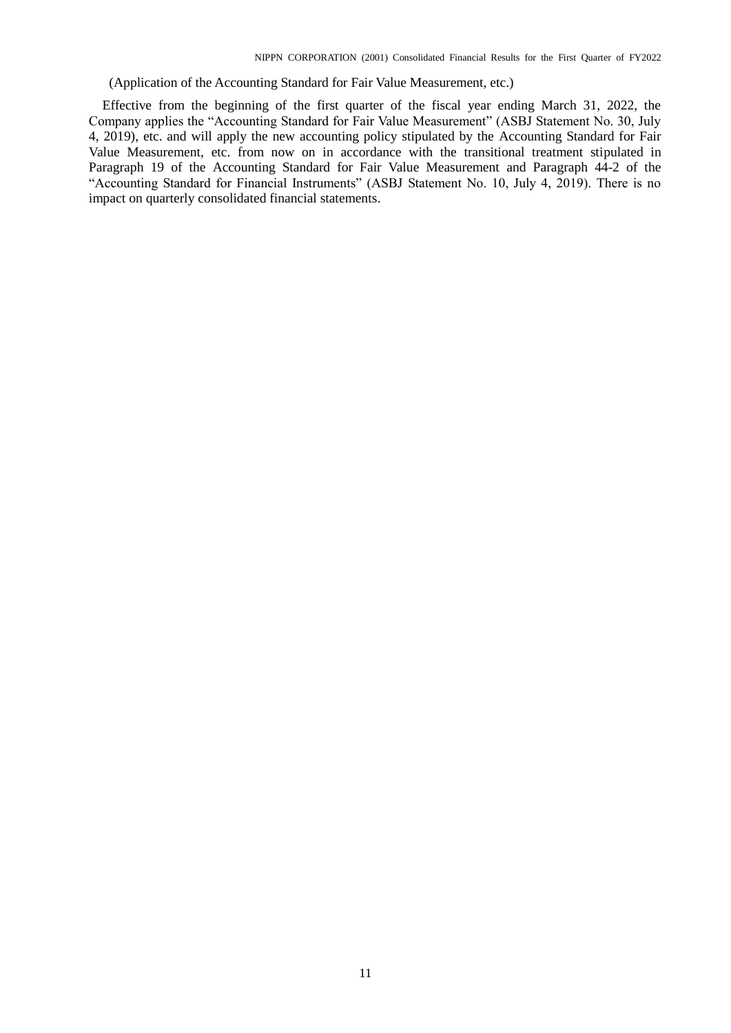(Application of the Accounting Standard for Fair Value Measurement, etc.)

Effective from the beginning of the first quarter of the fiscal year ending March 31, 2022, the Company applies the "Accounting Standard for Fair Value Measurement" (ASBJ Statement No. 30, July 4, 2019), etc. and will apply the new accounting policy stipulated by the Accounting Standard for Fair Value Measurement, etc. from now on in accordance with the transitional treatment stipulated in Paragraph 19 of the Accounting Standard for Fair Value Measurement and Paragraph 44-2 of the "Accounting Standard for Financial Instruments" (ASBJ Statement No. 10, July 4, 2019). There is no impact on quarterly consolidated financial statements.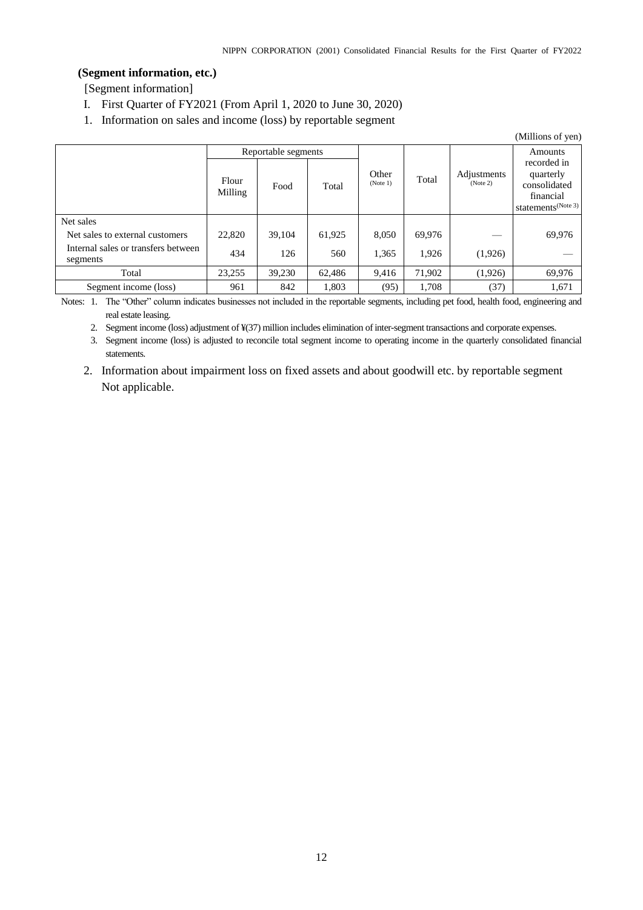**(Segment information, etc.)**

[Segment information]

I. First Quarter of FY2021 (From April 1, 2020 to June 30, 2020)

1. Information on sales and income (loss) by reportable segment

(Millions of yen)

| | Reportable segments | | | Other (Note 1) | Total | Adjustments (Note 2) | Amounts recorded in quarterly consolidated financial statements (Note 3) |
|---|---|---|---|---|---|---|---|
| | Flour Milling | Food | Total | | | | |
| Net sales | | | | | | | |
| Net sales to external customers | 22,820 | 39,104 | 61,925 | 8,050 | 69,976 | — | 69,976 |
| Internal sales or transfers between segments | 434 | 126 | 560 | 1,365 | 1,926 | (1,926) | — |
| Total | 23,255 | 39,230 | 62,486 | 9,416 | 71,902 | (1,926) | 69,976 |
| Segment income (loss) | 961 | 842 | 1,803 | (95) | 1,708 | (37) | 1,671 |

Notes:
1. The "Other" column indicates businesses not included in the reportable segments, including pet food, health food, engineering and real estate leasing.
2. Segment income (loss) adjustment of ¥(37) million includes elimination of inter-segment transactions and corporate expenses.
3. Segment income (loss) is adjusted to reconcile total segment income to operating income in the quarterly consolidated financial statements.

2. Information about impairment loss on fixed assets and about goodwill etc. by reportable segment

Not applicable.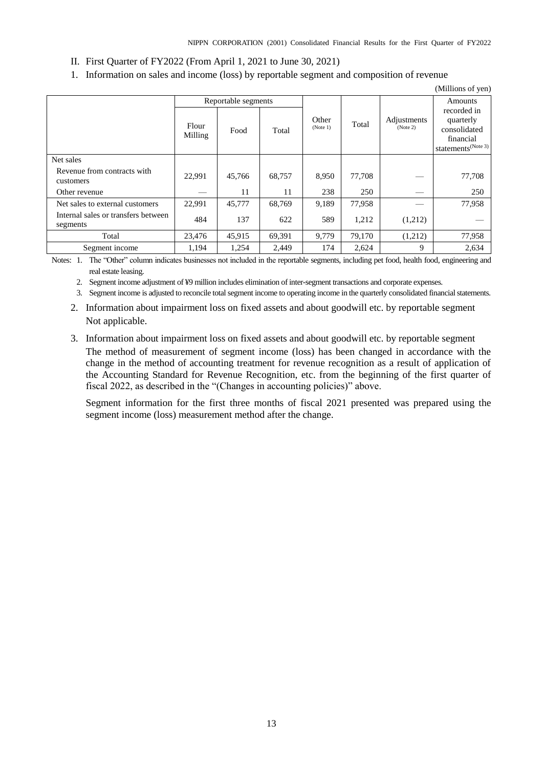II. First Quarter of FY2022 (From April 1, 2021 to June 30, 2021)

1. Information on sales and income (loss) by reportable segment and composition of revenue

(Millions of yen)

| | Reportable segments | | | Other (Note 1) | Total | Adjustments (Note 2) | Amounts recorded in quarterly consolidated financial statements (Note 3) |
|---|---|---|---|---|---|---|---|
| | Flour Milling | Food | Total | | | | |
| Net sales | | | | | | | |
| Revenue from contracts with customers | 22,991 | 45,766 | 68,757 | 8,950 | 77,708 | — | 77,708 |
| Other revenue | — | 11 | 11 | 238 | 250 | — | 250 |
| Net sales to external customers | 22,991 | 45,777 | 68,769 | 9,189 | 77,958 | — | 77,958 |
| Internal sales or transfers between segments | 484 | 137 | 622 | 589 | 1,212 | (1,212) | — |
| Total | 23,476 | 45,915 | 69,391 | 9,779 | 79,170 | (1,212) | 77,958 |
| Segment income | 1,194 | 1,254 | 2,449 | 174 | 2,624 | 9 | 2,634 |

Notes: 1. The "Other" column indicates businesses not included in the reportable segments, including pet food, health food, engineering and real estate leasing.

2. Segment income adjustment of ¥9 million includes elimination of inter-segment transactions and corporate expenses.

3. Segment income is adjusted to reconcile total segment income to operating income in the quarterly consolidated financial statements.

2. Information about impairment loss on fixed assets and about goodwill etc. by reportable segment

Not applicable.

3. Information about impairment loss on fixed assets and about goodwill etc. by reportable segment

The method of measurement of segment income (loss) has been changed in accordance with the change in the method of accounting treatment for revenue recognition as a result of application of the Accounting Standard for Revenue Recognition, etc. from the beginning of the first quarter of fiscal 2022, as described in the "(Changes in accounting policies)" above.

Segment information for the first three months of fiscal 2021 presented was prepared using the segment income (loss) measurement method after the change.